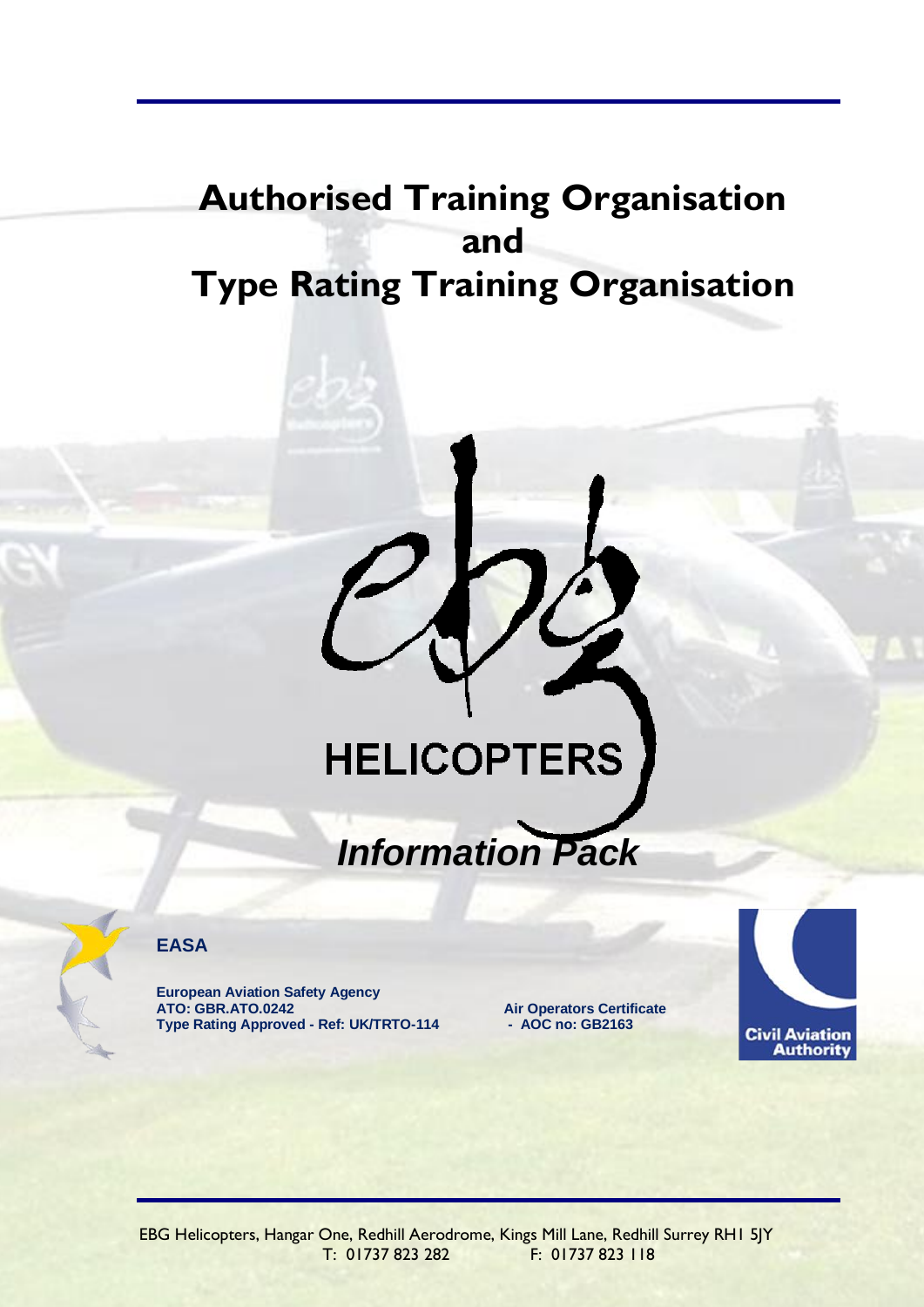# Authorised Training Organisation
# and
# Type Rating Training Organisation

HELICOPTERS

***Information Pack***

**EASA**

**European Aviation Safety Agency**
**ATO: GBR.ATO.0242**
**Type Rating Approved - Ref: UK/TRTO-114**

**Air Operators Certificate**
**- AOC no: GB2163**

Civil Aviation Authority

EBG Helicopters, Hangar One, Redhill Aerodrome, Kings Mill Lane, Redhill Surrey RH1 5JY
T: 01737 823 282 F: 01737 823 118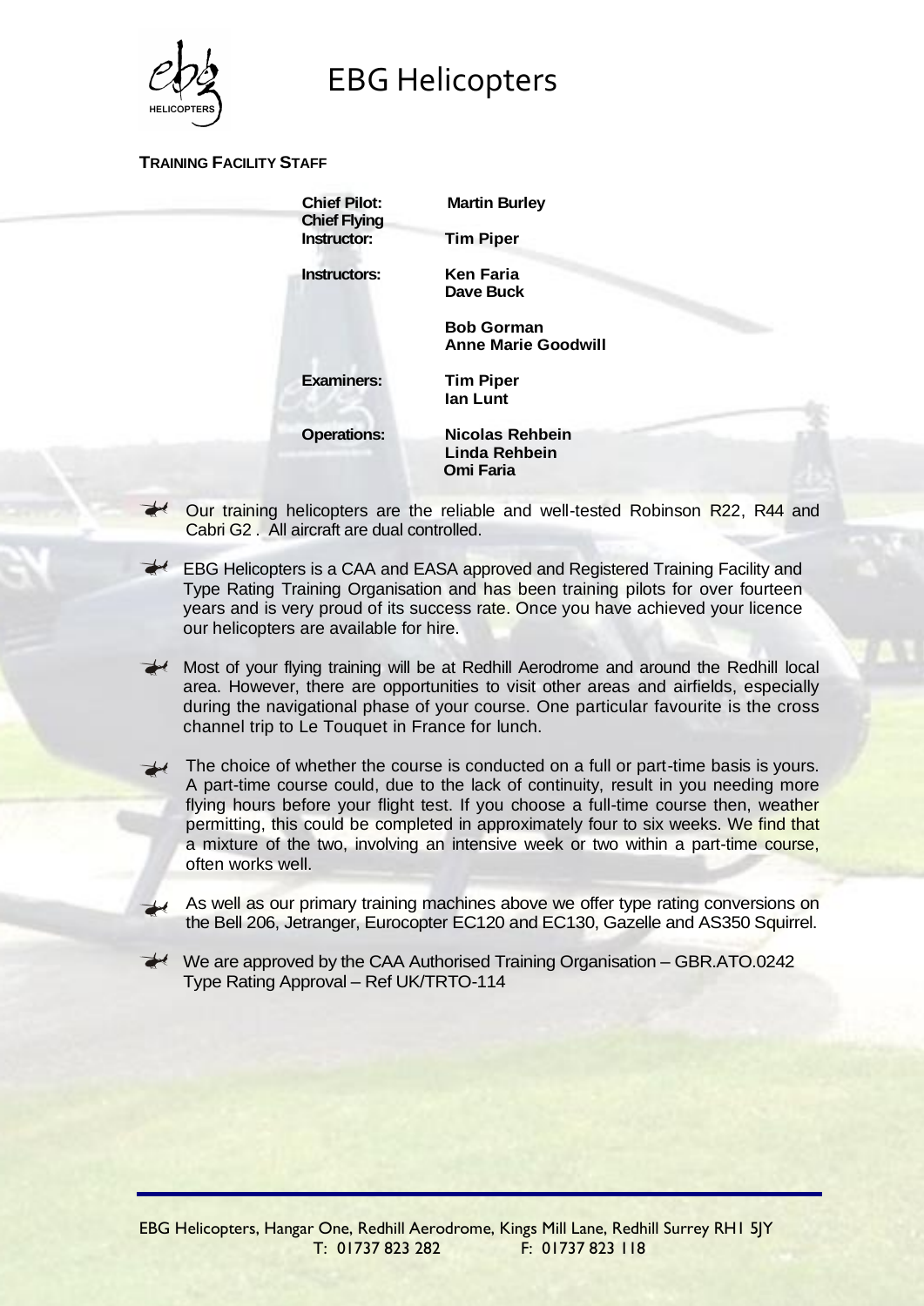# EBG Helicopters

**TRAINING FACILITY STAFF**

| | |
|---|---|
| **Chief Pilot:** | **Martin Burley** |
| **Chief Flying Instructor:** | **Tim Piper** |
| **Instructors:** | **Ken Faria** |
| | **Dave Buck** |
| | **Bob Gorman** |
| | **Anne Marie Goodwill** |
| **Examiners:** | **Tim Piper** |
| | **Ian Lunt** |
| **Operations:** | **Nicolas Rehbein** |
| | **Linda Rehbein** |
| | **Omi Faria** |

- Our training helicopters are the reliable and well-tested Robinson R22, R44 and Cabri G2 . All aircraft are dual controlled.
- EBG Helicopters is a CAA and EASA approved and Registered Training Facility and Type Rating Training Organisation and has been training pilots for over fourteen years and is very proud of its success rate. Once you have achieved your licence our helicopters are available for hire.
- Most of your flying training will be at Redhill Aerodrome and around the Redhill local area. However, there are opportunities to visit other areas and airfields, especially during the navigational phase of your course. One particular favourite is the cross channel trip to Le Touquet in France for lunch.
- The choice of whether the course is conducted on a full or part-time basis is yours. A part-time course could, due to the lack of continuity, result in you needing more flying hours before your flight test. If you choose a full-time course then, weather permitting, this could be completed in approximately four to six weeks. We find that a mixture of the two, involving an intensive week or two within a part-time course, often works well.
- As well as our primary training machines above we offer type rating conversions on the Bell 206, Jetranger, Eurocopter EC120 and EC130, Gazelle and AS350 Squirrel.
- We are approved by the CAA Authorised Training Organisation – GBR.ATO.0242 Type Rating Approval – Ref UK/TRTO-114

EBG Helicopters, Hangar One, Redhill Aerodrome, Kings Mill Lane, Redhill Surrey RH1 5JY
T: 01737 823 282 F: 01737 823 118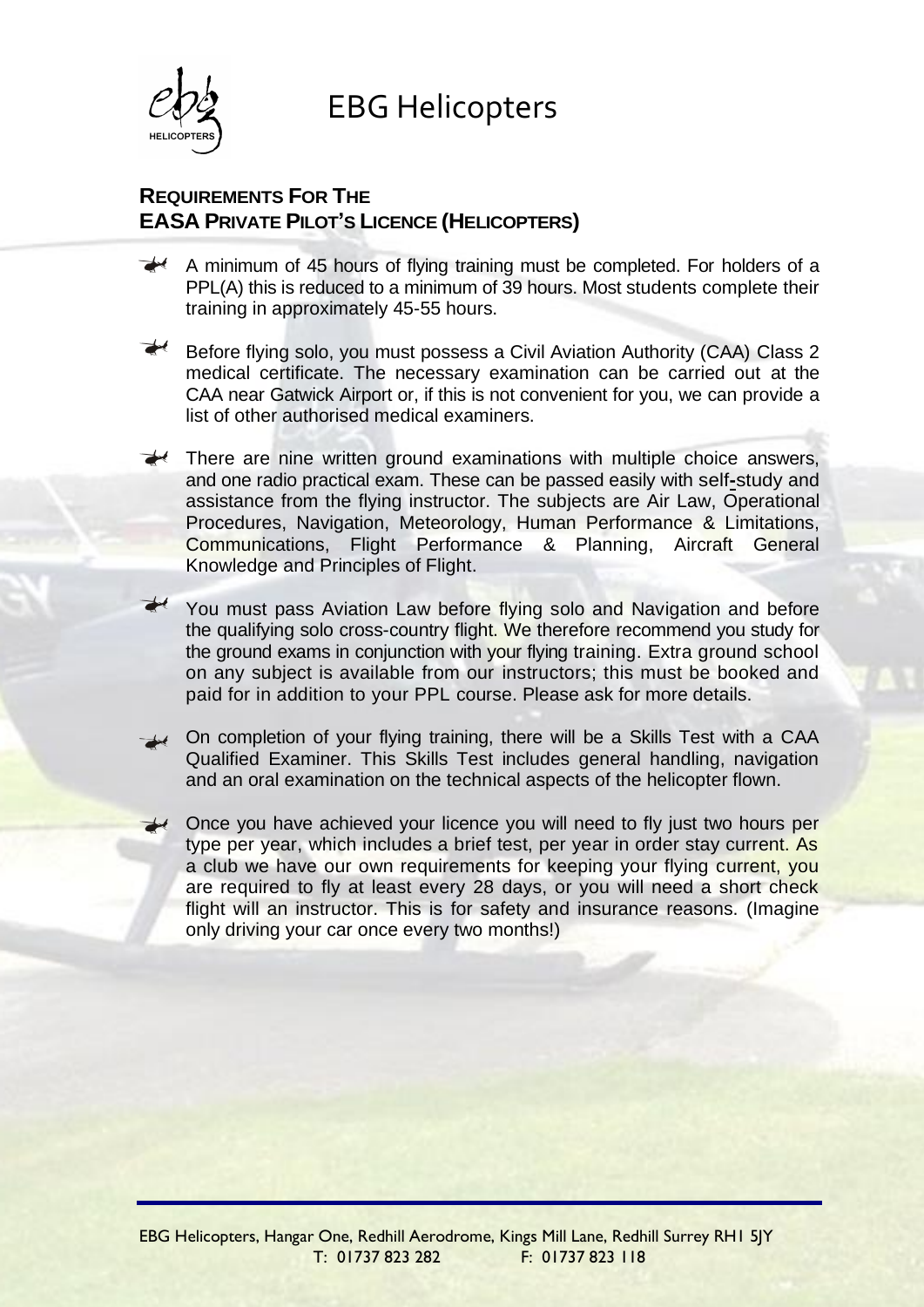# EBG Helicopters

## REQUIREMENTS FOR THE EASA PRIVATE PILOT'S LICENCE (HELICOPTERS)

- A minimum of 45 hours of flying training must be completed. For holders of a PPL(A) this is reduced to a minimum of 39 hours. Most students complete their training in approximately 45-55 hours.

- Before flying solo, you must possess a Civil Aviation Authority (CAA) Class 2 medical certificate. The necessary examination can be carried out at the CAA near Gatwick Airport or, if this is not convenient for you, we can provide a list of other authorised medical examiners.

- There are nine written ground examinations with multiple choice answers, and one radio practical exam. These can be passed easily with self-study and assistance from the flying instructor. The subjects are Air Law, Operational Procedures, Navigation, Meteorology, Human Performance & Limitations, Communications, Flight Performance & Planning, Aircraft General Knowledge and Principles of Flight.

- You must pass Aviation Law before flying solo and Navigation and before the qualifying solo cross-country flight. We therefore recommend you study for the ground exams in conjunction with your flying training. Extra ground school on any subject is available from our instructors; this must be booked and paid for in addition to your PPL course. Please ask for more details.

- On completion of your flying training, there will be a Skills Test with a CAA Qualified Examiner. This Skills Test includes general handling, navigation and an oral examination on the technical aspects of the helicopter flown.

- Once you have achieved your licence you will need to fly just two hours per type per year, which includes a brief test, per year in order stay current. As a club we have our own requirements for keeping your flying current, you are required to fly at least every 28 days, or you will need a short check flight will an instructor. This is for safety and insurance reasons. (Imagine only driving your car once every two months!)

EBG Helicopters, Hangar One, Redhill Aerodrome, Kings Mill Lane, Redhill Surrey RH1 5JY
T: 01737 823 282 F: 01737 823 118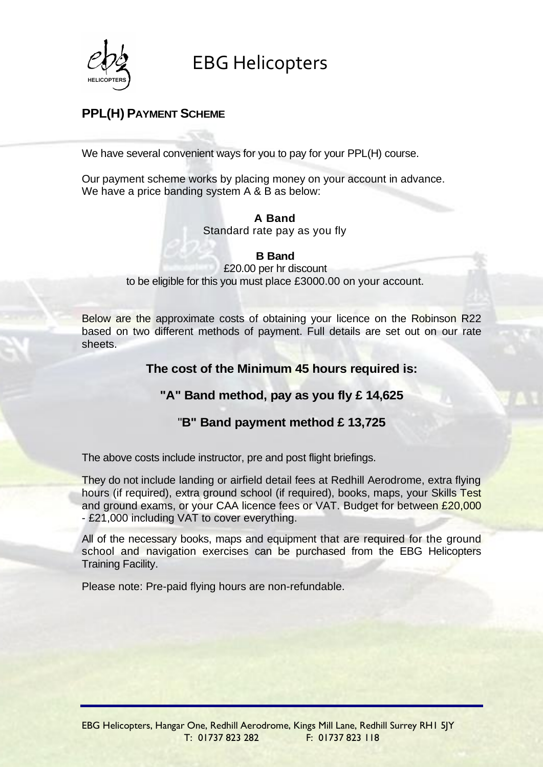# EBG Helicopters

## PPL(H) PAYMENT SCHEME

We have several convenient ways for you to pay for your PPL(H) course.

Our payment scheme works by placing money on your account in advance.
We have a price banding system A & B as below:

**A Band**
Standard rate pay as you fly

**B Band**
£20.00 per hr discount
to be eligible for this you must place £3000.00 on your account.

Below are the approximate costs of obtaining your licence on the Robinson R22 based on two different methods of payment. Full details are set out on our rate sheets.

**The cost of the Minimum 45 hours required is:**

**"A" Band method, pay as you fly £ 14,625**

**"B" Band payment method £ 13,725**

The above costs include instructor, pre and post flight briefings.

They do not include landing or airfield detail fees at Redhill Aerodrome, extra flying hours (if required), extra ground school (if required), books, maps, your Skills Test and ground exams, or your CAA licence fees or VAT. Budget for between £20,000 - £21,000 including VAT to cover everything.

All of the necessary books, maps and equipment that are required for the ground school and navigation exercises can be purchased from the EBG Helicopters Training Facility.

Please note: Pre-paid flying hours are non-refundable.

EBG Helicopters, Hangar One, Redhill Aerodrome, Kings Mill Lane, Redhill Surrey RH1 5JY
T: 01737 823 282 F: 01737 823 118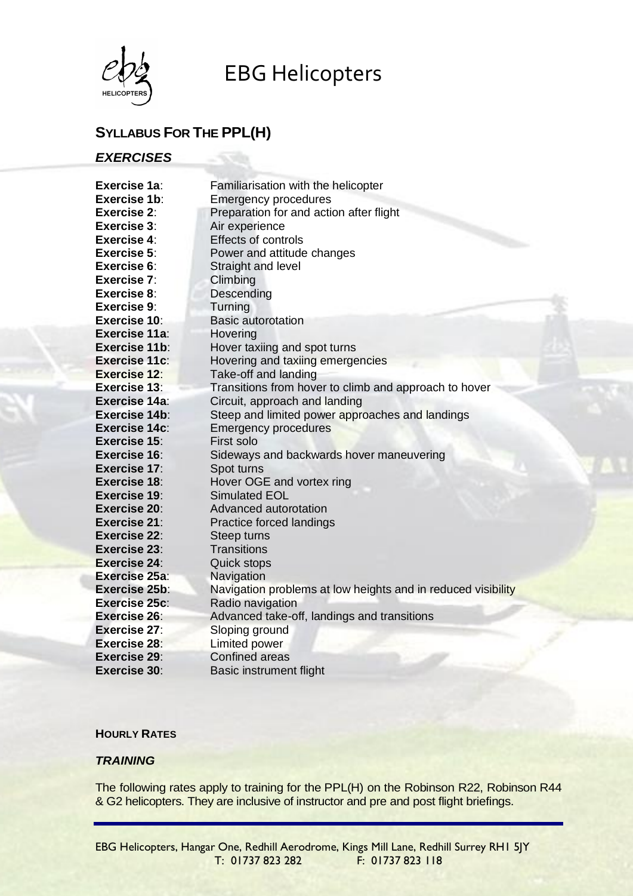# EBG Helicopters

## SYLLABUS FOR THE PPL(H)

### *EXERCISES*

| | |
|---|---|
| **Exercise 1a**: | Familiarisation with the helicopter |
| **Exercise 1b**: | Emergency procedures |
| **Exercise 2**: | Preparation for and action after flight |
| **Exercise 3**: | Air experience |
| **Exercise 4**: | Effects of controls |
| **Exercise 5**: | Power and attitude changes |
| **Exercise 6**: | Straight and level |
| **Exercise 7**: | Climbing |
| **Exercise 8**: | Descending |
| **Exercise 9**: | Turning |
| **Exercise 10**: | Basic autorotation |
| **Exercise 11a**: | Hovering |
| **Exercise 11b**: | Hover taxiing and spot turns |
| **Exercise 11c**: | Hovering and taxiing emergencies |
| **Exercise 12**: | Take-off and landing |
| **Exercise 13**: | Transitions from hover to climb and approach to hover |
| **Exercise 14a**: | Circuit, approach and landing |
| **Exercise 14b**: | Steep and limited power approaches and landings |
| **Exercise 14c**: | Emergency procedures |
| **Exercise 15**: | First solo |
| **Exercise 16**: | Sideways and backwards hover maneuvering |
| **Exercise 17**: | Spot turns |
| **Exercise 18**: | Hover OGE and vortex ring |
| **Exercise 19**: | Simulated EOL |
| **Exercise 20**: | Advanced autorotation |
| **Exercise 21**: | Practice forced landings |
| **Exercise 22**: | Steep turns |
| **Exercise 23**: | Transitions |
| **Exercise 24**: | Quick stops |
| **Exercise 25a**: | Navigation |
| **Exercise 25b**: | Navigation problems at low heights and in reduced visibility |
| **Exercise 25c**: | Radio navigation |
| **Exercise 26**: | Advanced take-off, landings and transitions |
| **Exercise 27**: | Sloping ground |
| **Exercise 28**: | Limited power |
| **Exercise 29**: | Confined areas |
| **Exercise 30**: | Basic instrument flight |

#### HOURLY RATES

##### *TRAINING*

The following rates apply to training for the PPL(H) on the Robinson R22, Robinson R44 & G2 helicopters. They are inclusive of instructor and pre and post flight briefings.

EBG Helicopters, Hangar One, Redhill Aerodrome, Kings Mill Lane, Redhill Surrey RH1 5JY
T: 01737 823 282 F: 01737 823 118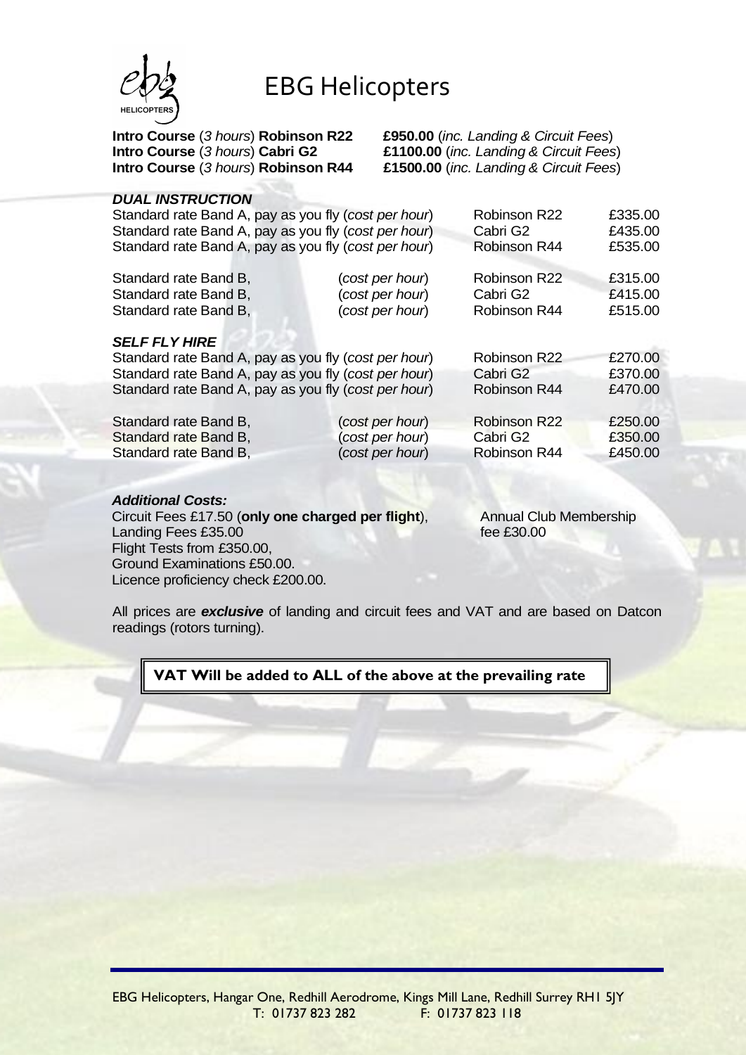# EBG Helicopters

**Intro Course** (*3 hours*) **Robinson R22** **£950.00** (*inc. Landing & Circuit Fees*)
**Intro Course** (*3 hours*) **Cabri G2** **£1100.00** (*inc. Landing & Circuit Fees*)
**Intro Course** (*3 hours*) **Robinson R44** **£1500.00** (*inc. Landing & Circuit Fees*)

### *DUAL INSTRUCTION*

| Rate | | Aircraft | Price |
|---|---|---|---|
| Standard rate Band A, pay as you fly (*cost per hour*) | | Robinson R22 | £335.00 |
| Standard rate Band A, pay as you fly (*cost per hour*) | | Cabri G2 | £435.00 |
| Standard rate Band A, pay as you fly (*cost per hour*) | | Robinson R44 | £535.00 |
| Standard rate Band B, | (*cost per hour*) | Robinson R22 | £315.00 |
| Standard rate Band B, | (*cost per hour*) | Cabri G2 | £415.00 |
| Standard rate Band B, | (*cost per hour*) | Robinson R44 | £515.00 |

### *SELF FLY HIRE*

| Rate | | Aircraft | Price |
|---|---|---|---|
| Standard rate Band A, pay as you fly (*cost per hour*) | | Robinson R22 | £270.00 |
| Standard rate Band A, pay as you fly (*cost per hour*) | | Cabri G2 | £370.00 |
| Standard rate Band A, pay as you fly (*cost per hour*) | | Robinson R44 | £470.00 |
| Standard rate Band B, | (*cost per hour*) | Robinson R22 | £250.00 |
| Standard rate Band B, | (*cost per hour*) | Cabri G2 | £350.00 |
| Standard rate Band B, | (*cost per hour*) | Robinson R44 | £450.00 |

***Additional Costs:***

Circuit Fees £17.50 (**only one charged per flight**),
Landing Fees £35.00
Flight Tests from £350.00,
Ground Examinations £50.00.
Licence proficiency check £200.00.

Annual Club Membership fee £30.00

All prices are ***exclusive*** of landing and circuit fees and VAT and are based on Datcon readings (rotors turning).

**VAT Will be added to ALL of the above at the prevailing rate**

EBG Helicopters, Hangar One, Redhill Aerodrome, Kings Mill Lane, Redhill Surrey RH1 5JY
T: 01737 823 282 F: 01737 823 118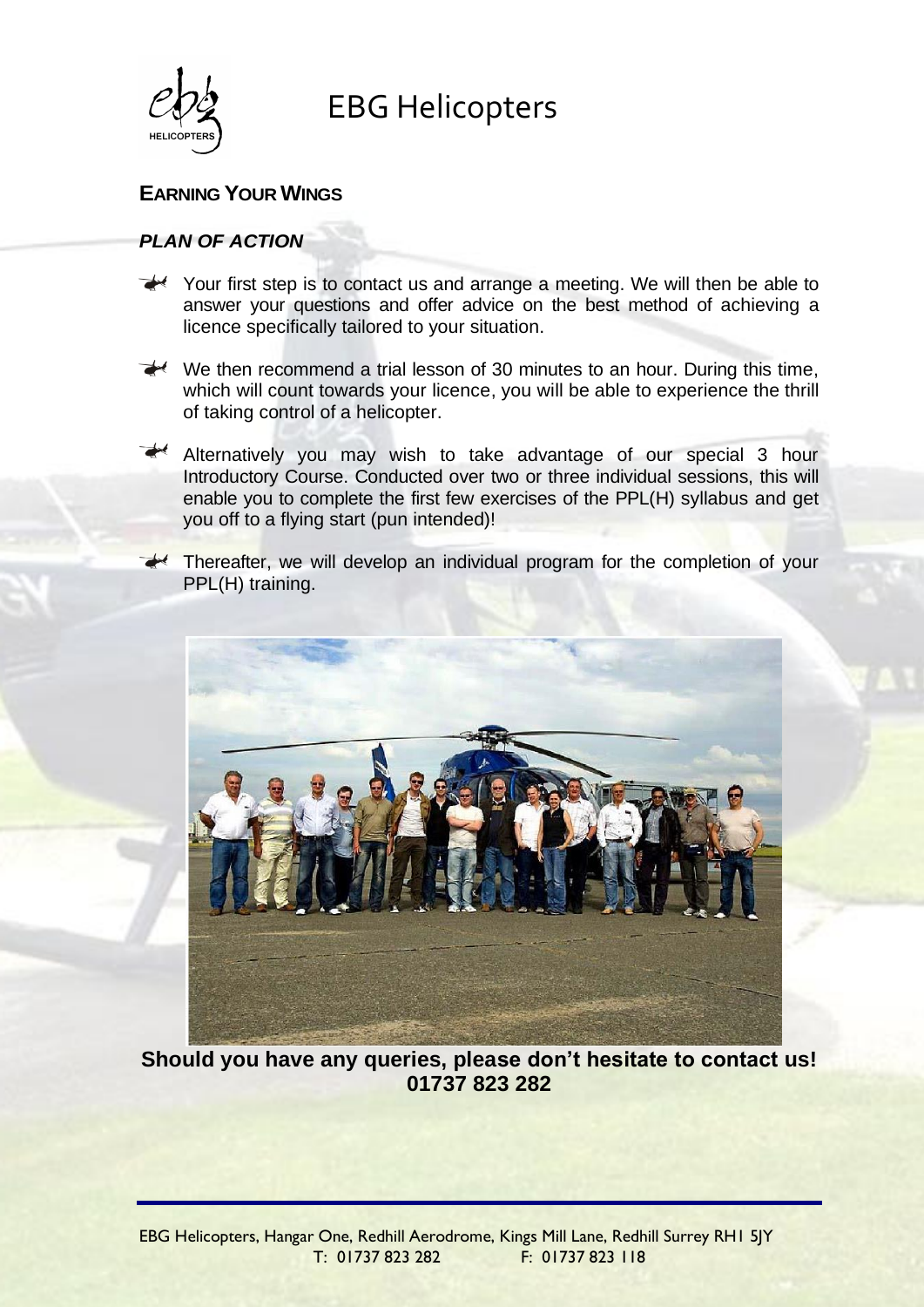# EBG Helicopters

## EARNING YOUR WINGS

### *PLAN OF ACTION*

- Your first step is to contact us and arrange a meeting. We will then be able to answer your questions and offer advice on the best method of achieving a licence specifically tailored to your situation.
- We then recommend a trial lesson of 30 minutes to an hour. During this time, which will count towards your licence, you will be able to experience the thrill of taking control of a helicopter.
- Alternatively you may wish to take advantage of our special 3 hour Introductory Course. Conducted over two or three individual sessions, this will enable you to complete the first few exercises of the PPL(H) syllabus and get you off to a flying start (pun intended)!
- Thereafter, we will develop an individual program for the completion of your PPL(H) training.

**Should you have any queries, please don't hesitate to contact us!**
**01737 823 282**

EBG Helicopters, Hangar One, Redhill Aerodrome, Kings Mill Lane, Redhill Surrey RH1 5JY
T: 01737 823 282 F: 01737 823 118